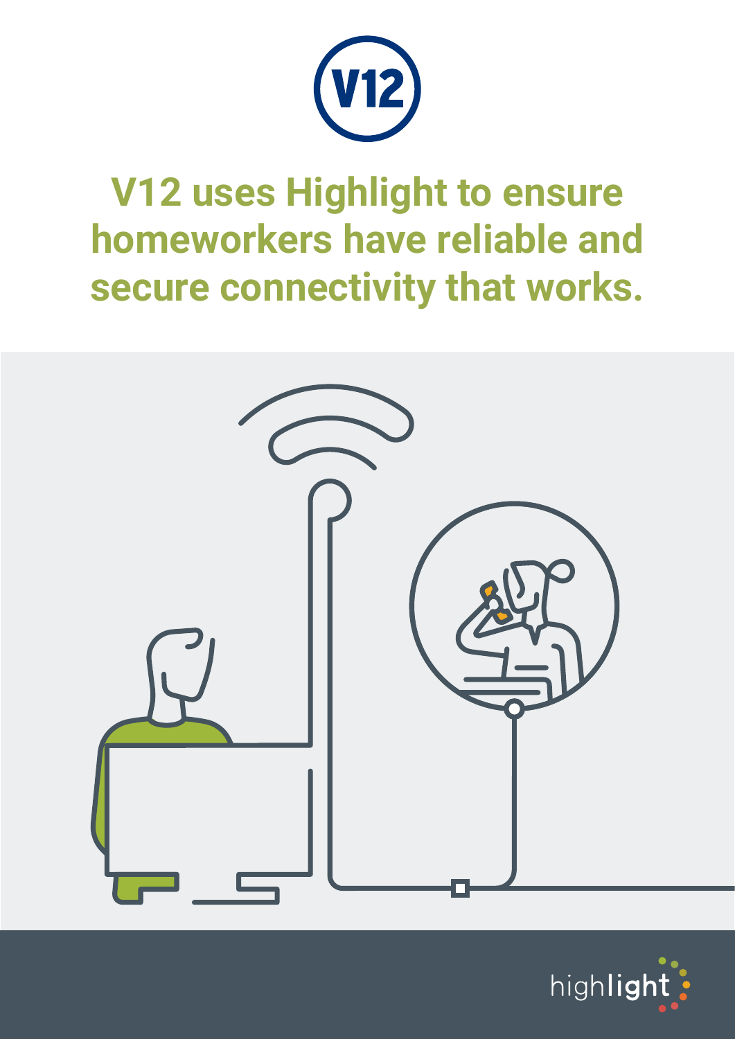V12

# V12 uses Highlight to ensure homeworkers have reliable and secure connectivity that works.

highlight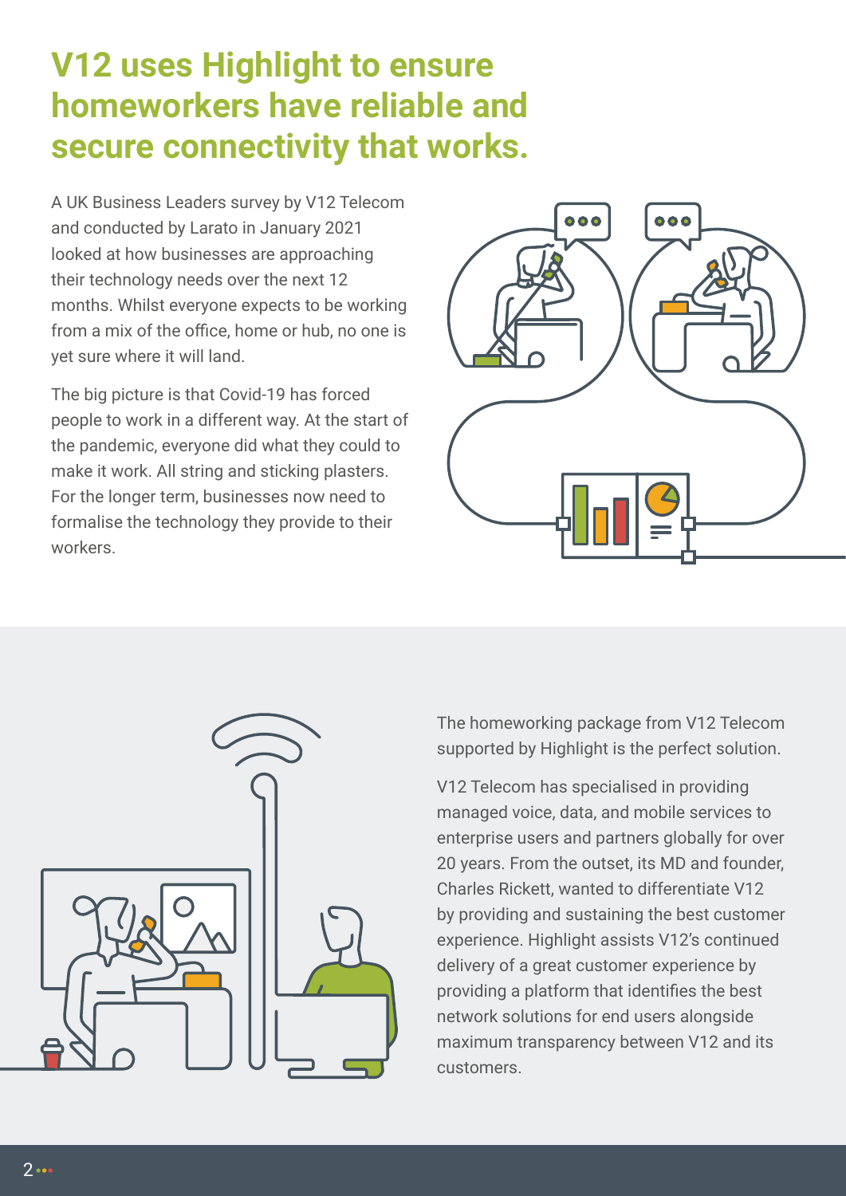# V12 uses Highlight to ensure homeworkers have reliable and secure connectivity that works.

A UK Business Leaders survey by V12 Telecom and conducted by Larato in January 2021 looked at how businesses are approaching their technology needs over the next 12 months. Whilst everyone expects to be working from a mix of the office, home or hub, no one is yet sure where it will land.

The big picture is that Covid-19 has forced people to work in a different way. At the start of the pandemic, everyone did what they could to make it work. All string and sticking plasters. For the longer term, businesses now need to formalise the technology they provide to their workers.

The homeworking package from V12 Telecom supported by Highlight is the perfect solution.

V12 Telecom has specialised in providing managed voice, data, and mobile services to enterprise users and partners globally for over 20 years. From the outset, its MD and founder, Charles Rickett, wanted to differentiate V12 by providing and sustaining the best customer experience. Highlight assists V12's continued delivery of a great customer experience by providing a platform that identifies the best network solutions for end users alongside maximum transparency between V12 and its customers.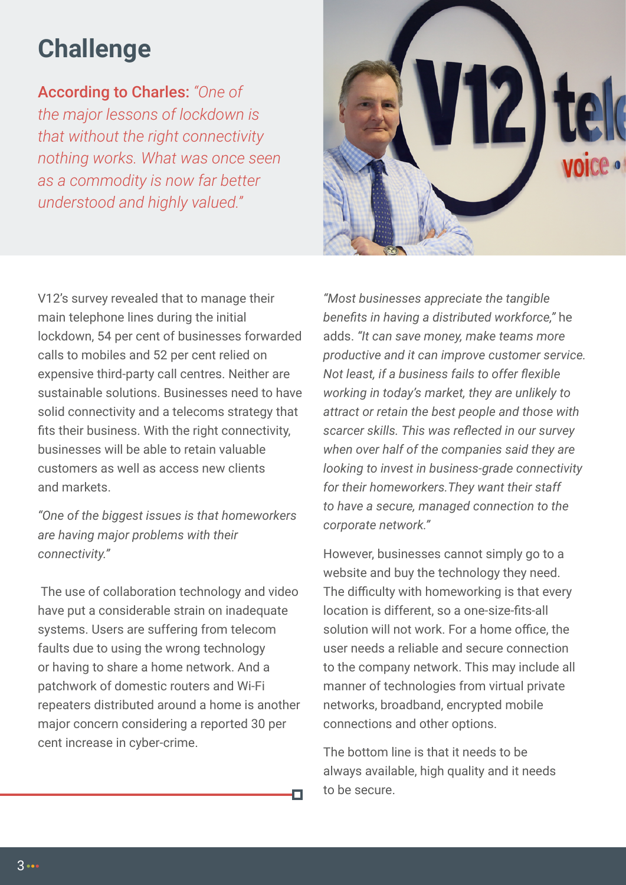## Challenge

**According to Charles:** *"One of the major lessons of lockdown is that without the right connectivity nothing works. What was once seen as a commodity is now far better understood and highly valued."*

V12's survey revealed that to manage their main telephone lines during the initial lockdown, 54 per cent of businesses forwarded calls to mobiles and 52 per cent relied on expensive third-party call centres. Neither are sustainable solutions. Businesses need to have solid connectivity and a telecoms strategy that fits their business. With the right connectivity, businesses will be able to retain valuable customers as well as access new clients and markets.

*"One of the biggest issues is that homeworkers are having major problems with their connectivity."*

The use of collaboration technology and video have put a considerable strain on inadequate systems. Users are suffering from telecom faults due to using the wrong technology or having to share a home network. And a patchwork of domestic routers and Wi-Fi repeaters distributed around a home is another major concern considering a reported 30 per cent increase in cyber-crime.

*"Most businesses appreciate the tangible benefits in having a distributed workforce,"* he adds. *"It can save money, make teams more productive and it can improve customer service. Not least, if a business fails to offer flexible working in today's market, they are unlikely to attract or retain the best people and those with scarcer skills. This was reflected in our survey when over half of the companies said they are looking to invest in business-grade connectivity for their homeworkers. They want their staff to have a secure, managed connection to the corporate network."*

However, businesses cannot simply go to a website and buy the technology they need. The difficulty with homeworking is that every location is different, so a one-size-fits-all solution will not work. For a home office, the user needs a reliable and secure connection to the company network. This may include all manner of technologies from virtual private networks, broadband, encrypted mobile connections and other options.

The bottom line is that it needs to be always available, high quality and it needs to be secure.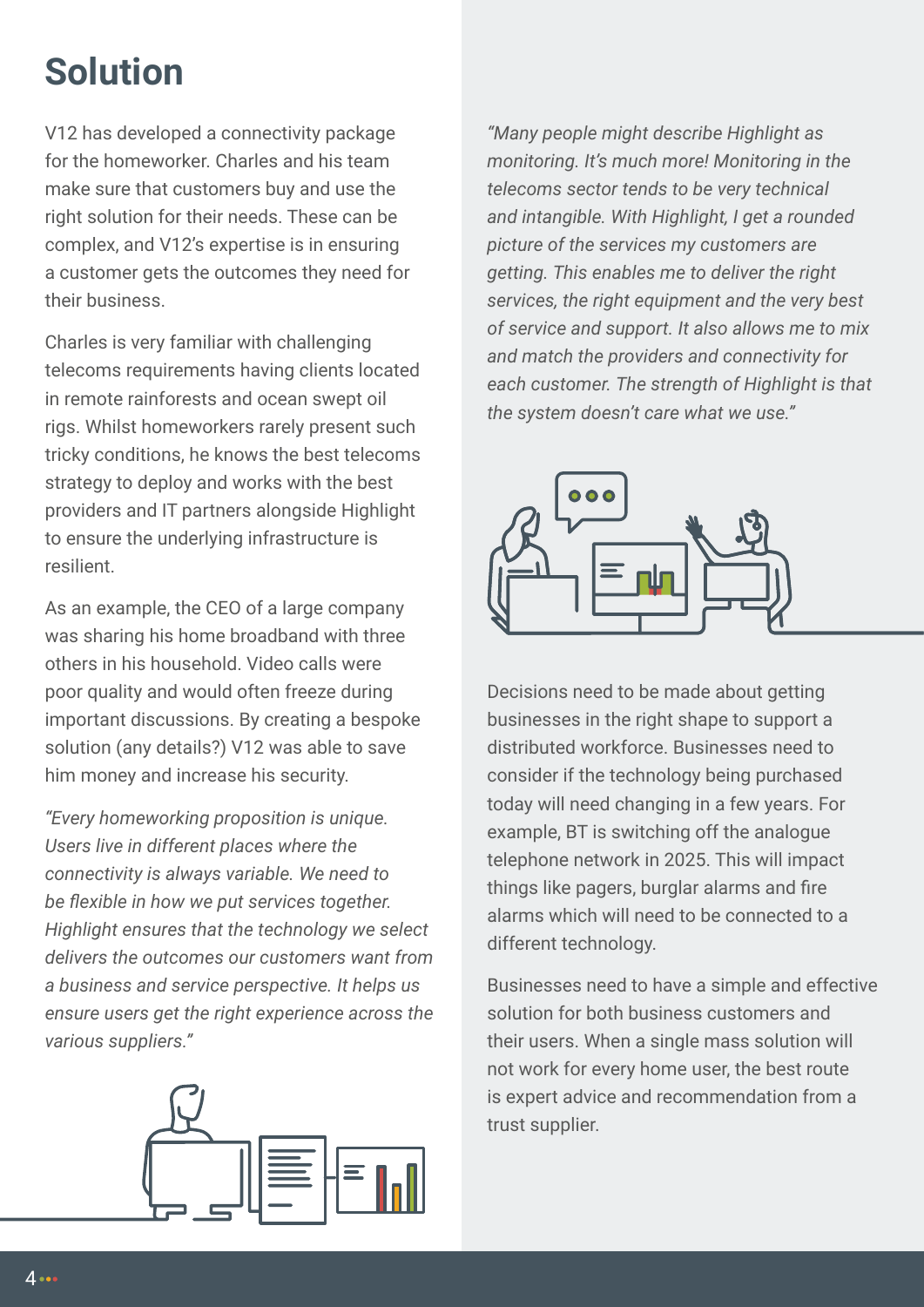# Solution

V12 has developed a connectivity package for the homeworker. Charles and his team make sure that customers buy and use the right solution for their needs. These can be complex, and V12's expertise is in ensuring a customer gets the outcomes they need for their business.

Charles is very familiar with challenging telecoms requirements having clients located in remote rainforests and ocean swept oil rigs. Whilst homeworkers rarely present such tricky conditions, he knows the best telecoms strategy to deploy and works with the best providers and IT partners alongside Highlight to ensure the underlying infrastructure is resilient.

As an example, the CEO of a large company was sharing his home broadband with three others in his household. Video calls were poor quality and would often freeze during important discussions. By creating a bespoke solution (any details?) V12 was able to save him money and increase his security.

*"Every homeworking proposition is unique. Users live in different places where the connectivity is always variable. We need to be flexible in how we put services together. Highlight ensures that the technology we select delivers the outcomes our customers want from a business and service perspective. It helps us ensure users get the right experience across the various suppliers."*

*"Many people might describe Highlight as monitoring. It's much more! Monitoring in the telecoms sector tends to be very technical and intangible. With Highlight, I get a rounded picture of the services my customers are getting. This enables me to deliver the right services, the right equipment and the very best of service and support. It also allows me to mix and match the providers and connectivity for each customer. The strength of Highlight is that the system doesn't care what we use."*

Decisions need to be made about getting businesses in the right shape to support a distributed workforce. Businesses need to consider if the technology being purchased today will need changing in a few years. For example, BT is switching off the analogue telephone network in 2025. This will impact things like pagers, burglar alarms and fire alarms which will need to be connected to a different technology.

Businesses need to have a simple and effective solution for both business customers and their users. When a single mass solution will not work for every home user, the best route is expert advice and recommendation from a trust supplier.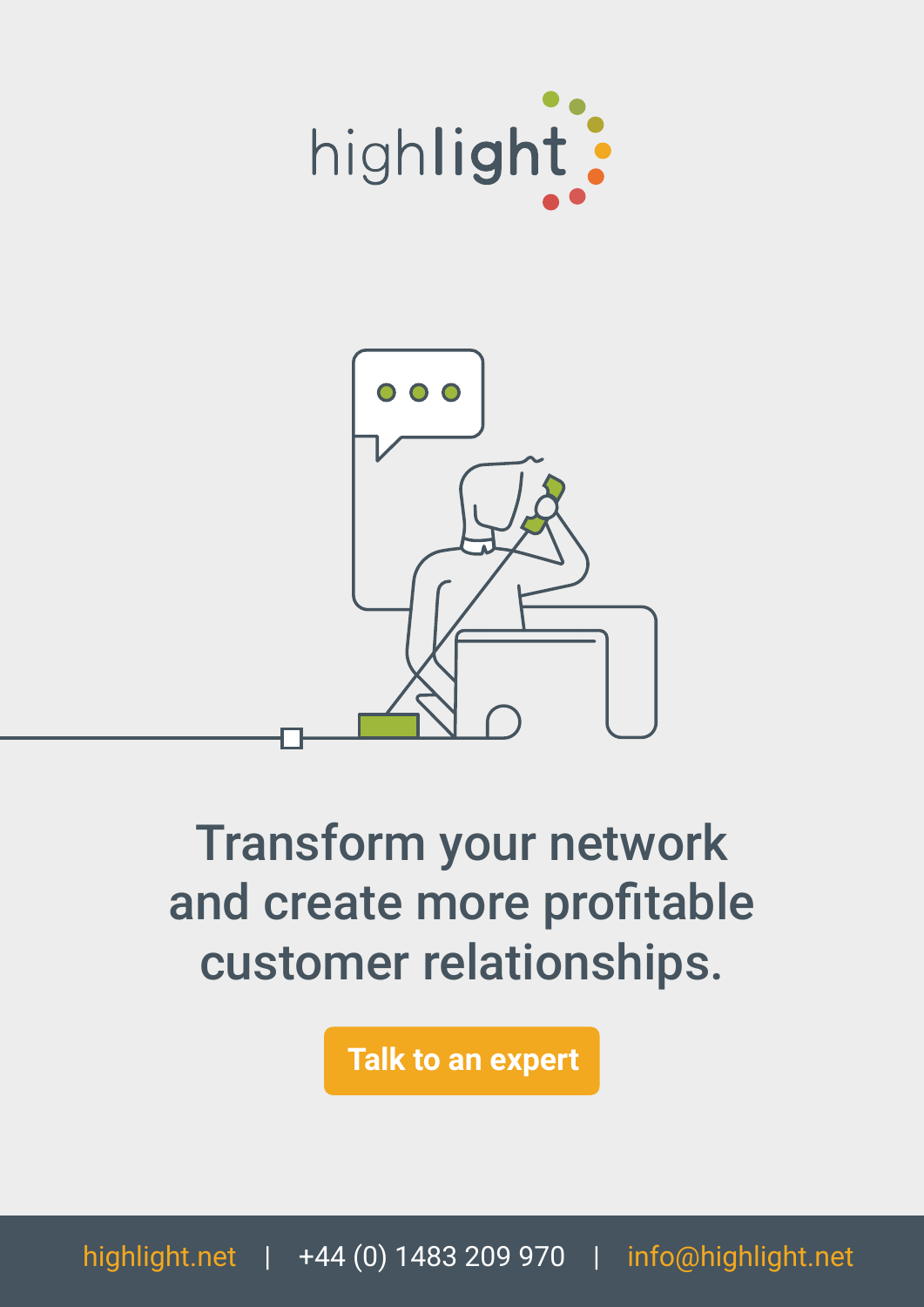highlight

## Transform your network and create more profitable customer relationships.

**Talk to an expert**

highlight.net | +44 (0) 1483 209 970 | info@highlight.net